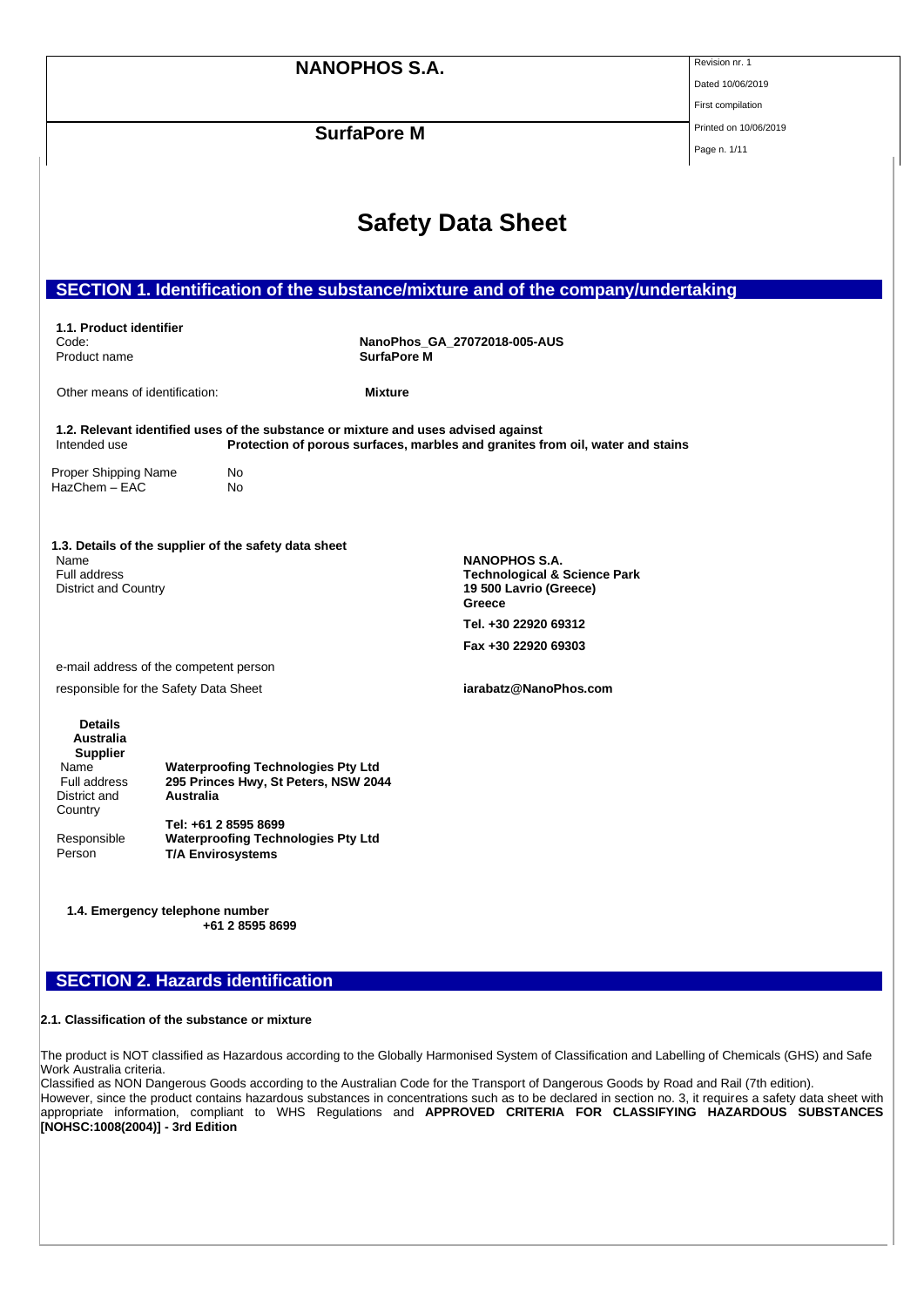# Safety Data Sheet

## SECTION 1. Identification of the substance/mixture and of the company/undertaking

**1.1. Product identifier**

| | |
|---|---|
| Code: | **NanoPhos_GA_27072018-005-AUS** |
| Product name | **SurfaPore M** |
| Other means of identification: | **Mixture** |

**1.2. Relevant identified uses of the substance or mixture and uses advised against**

Intended use **Protection of porous surfaces, marbles and granites from oil, water and stains**

| | |
|---|---|
| Proper Shipping Name | No |
| HazChem – EAC | No |

**1.3. Details of the supplier of the safety data sheet**

| | |
|---|---|
| Name | **NANOPHOS S.A.** |
| Full address | **Technological & Science Park** |
| District and Country | **19 500 Lavrio (Greece)** |
| | **Greece** |
| | **Tel. +30 22920 69312** |
| | **Fax +30 22920 69303** |

e-mail address of the competent person responsible for the Safety Data Sheet **iarabatz@NanoPhos.com**

**Details Australia Supplier**

| | |
|---|---|
| Name | **Waterproofing Technologies Pty Ltd** |
| Full address | **295 Princes Hwy, St Peters, NSW 2044** |
| District and Country | **Australia** |
| | **Tel: +61 2 8595 8699** |
| Responsible Person | **Waterproofing Technologies Pty Ltd T/A Envirosystems** |

**1.4. Emergency telephone number**

**+61 2 8595 8699**

## SECTION 2. Hazards identification

**2.1. Classification of the substance or mixture**

The product is NOT classified as Hazardous according to the Globally Harmonised System of Classification and Labelling of Chemicals (GHS) and Safe Work Australia criteria.
Classified as NON Dangerous Goods according to the Australian Code for the Transport of Dangerous Goods by Road and Rail (7th edition).
However, since the product contains hazardous substances in concentrations such as to be declared in section no. 3, it requires a safety data sheet with appropriate information, compliant to WHS Regulations and **APPROVED CRITERIA FOR CLASSIFYING HAZARDOUS SUBSTANCES [NOHSC:1008(2004)] - 3rd Edition**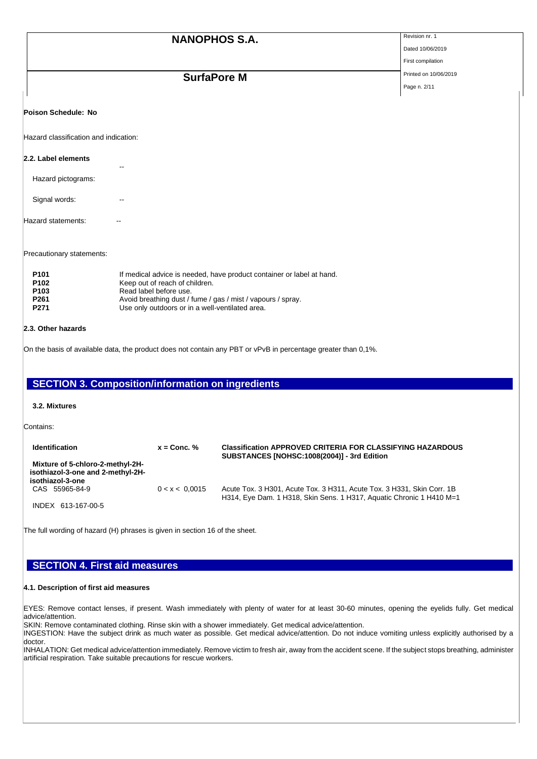**Poison Schedule: No**

Hazard classification and indication:

**2.2. Label elements**

Hazard pictograms: --

Signal words: --

Hazard statements: --

Precautionary statements:

| | |
|---|---|
| **P101** | If medical advice is needed, have product container or label at hand. |
| **P102** | Keep out of reach of children. |
| **P103** | Read label before use. |
| **P261** | Avoid breathing dust / fume / gas / mist / vapours / spray. |
| **P271** | Use only outdoors or in a well-ventilated area. |

**2.3. Other hazards**

On the basis of available data, the product does not contain any PBT or vPvB in percentage greater than 0,1%.

## SECTION 3. Composition/information on ingredients

**3.2. Mixtures**

Contains:

| Identification | x = Conc. % | Classification APPROVED CRITERIA FOR CLASSIFYING HAZARDOUS SUBSTANCES [NOHSC:1008(2004)] - 3rd Edition |
|---|---|---|
| **Mixture of 5-chloro-2-methyl-2H-isothiazol-3-one and 2-methyl-2H-isothiazol-3-one** | | |
| CAS 55965-84-9 | 0 < x < 0,0015 | Acute Tox. 3 H301, Acute Tox. 3 H311, Acute Tox. 3 H331, Skin Corr. 1B H314, Eye Dam. 1 H318, Skin Sens. 1 H317, Aquatic Chronic 1 H410 M=1 |
| INDEX 613-167-00-5 | | |

The full wording of hazard (H) phrases is given in section 16 of the sheet.

## SECTION 4. First aid measures

**4.1. Description of first aid measures**

EYES: Remove contact lenses, if present. Wash immediately with plenty of water for at least 30-60 minutes, opening the eyelids fully. Get medical advice/attention.

SKIN: Remove contaminated clothing. Rinse skin with a shower immediately. Get medical advice/attention.

INGESTION: Have the subject drink as much water as possible. Get medical advice/attention. Do not induce vomiting unless explicitly authorised by a doctor.

INHALATION: Get medical advice/attention immediately. Remove victim to fresh air, away from the accident scene. If the subject stops breathing, administer artificial respiration. Take suitable precautions for rescue workers.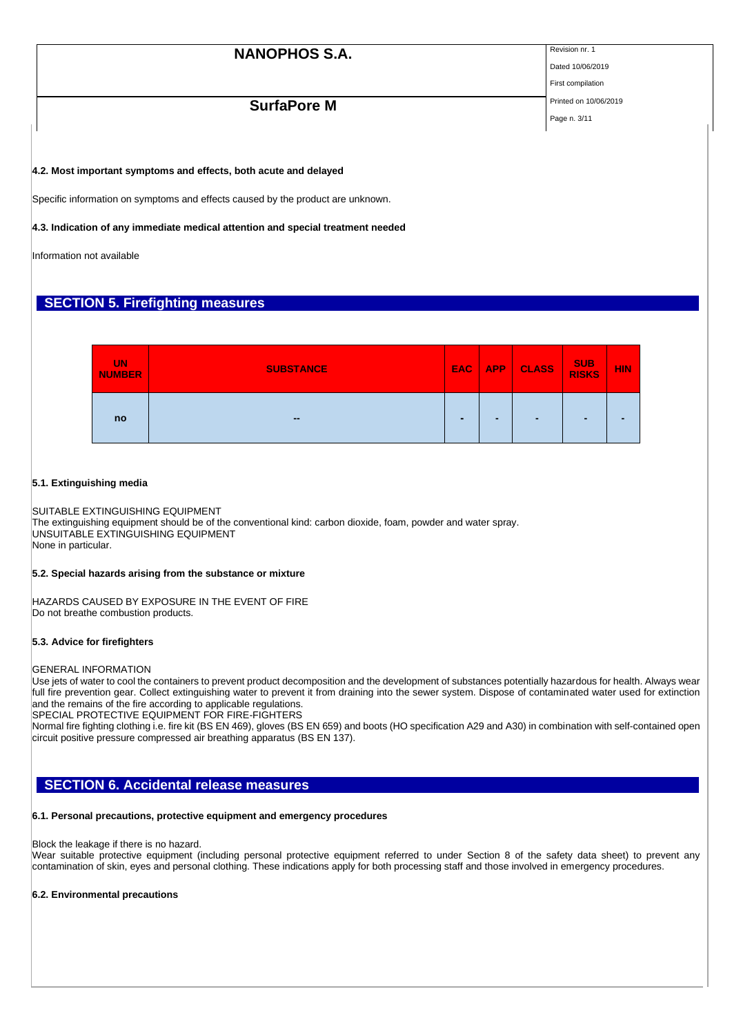### 4.2. Most important symptoms and effects, both acute and delayed

Specific information on symptoms and effects caused by the product are unknown.

### 4.3. Indication of any immediate medical attention and special treatment needed

Information not available

## SECTION 5. Firefighting measures

| UN NUMBER | SUBSTANCE | EAC | APP | CLASS | SUB RISKS | HIN |
|---|---|---|---|---|---|---|
| no | -- | - | - | - | - | - |

### 5.1. Extinguishing media

SUITABLE EXTINGUISHING EQUIPMENT
The extinguishing equipment should be of the conventional kind: carbon dioxide, foam, powder and water spray.
UNSUITABLE EXTINGUISHING EQUIPMENT
None in particular.

### 5.2. Special hazards arising from the substance or mixture

HAZARDS CAUSED BY EXPOSURE IN THE EVENT OF FIRE
Do not breathe combustion products.

### 5.3. Advice for firefighters

GENERAL INFORMATION
Use jets of water to cool the containers to prevent product decomposition and the development of substances potentially hazardous for health. Always wear full fire prevention gear. Collect extinguishing water to prevent it from draining into the sewer system. Dispose of contaminated water used for extinction and the remains of the fire according to applicable regulations.
SPECIAL PROTECTIVE EQUIPMENT FOR FIRE-FIGHTERS
Normal fire fighting clothing i.e. fire kit (BS EN 469), gloves (BS EN 659) and boots (HO specification A29 and A30) in combination with self-contained open circuit positive pressure compressed air breathing apparatus (BS EN 137).

## SECTION 6. Accidental release measures

### 6.1. Personal precautions, protective equipment and emergency procedures

Block the leakage if there is no hazard.
Wear suitable protective equipment (including personal protective equipment referred to under Section 8 of the safety data sheet) to prevent any contamination of skin, eyes and personal clothing. These indications apply for both processing staff and those involved in emergency procedures.

### 6.2. Environmental precautions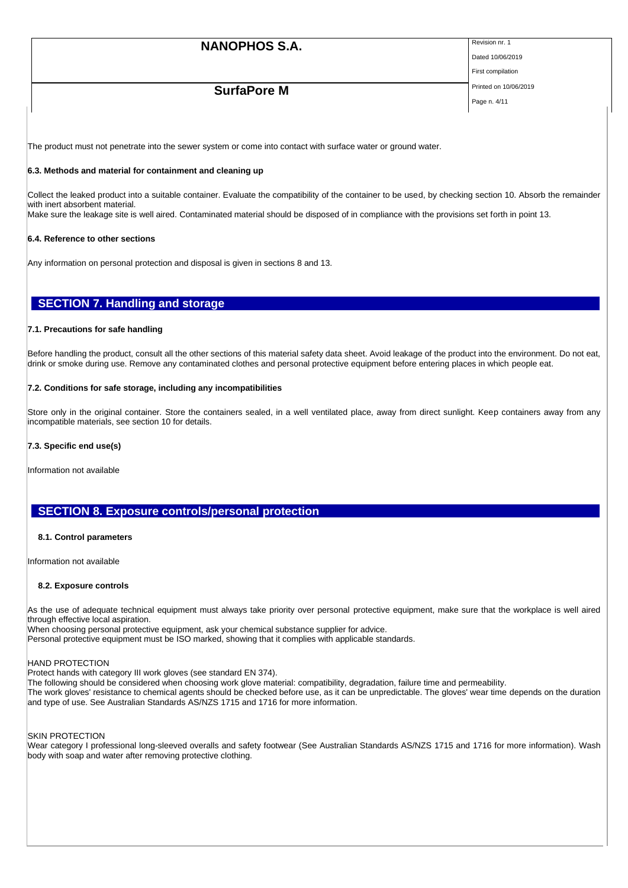The product must not penetrate into the sewer system or come into contact with surface water or ground water.

**6.3. Methods and material for containment and cleaning up**

Collect the leaked product into a suitable container. Evaluate the compatibility of the container to be used, by checking section 10. Absorb the remainder with inert absorbent material.
Make sure the leakage site is well aired. Contaminated material should be disposed of in compliance with the provisions set forth in point 13.

**6.4. Reference to other sections**

Any information on personal protection and disposal is given in sections 8 and 13.

## SECTION 7. Handling and storage

**7.1. Precautions for safe handling**

Before handling the product, consult all the other sections of this material safety data sheet. Avoid leakage of the product into the environment. Do not eat, drink or smoke during use. Remove any contaminated clothes and personal protective equipment before entering places in which people eat.

**7.2. Conditions for safe storage, including any incompatibilities**

Store only in the original container. Store the containers sealed, in a well ventilated place, away from direct sunlight. Keep containers away from any incompatible materials, see section 10 for details.

**7.3. Specific end use(s)**

Information not available

## SECTION 8. Exposure controls/personal protection

**8.1. Control parameters**

Information not available

**8.2. Exposure controls**

As the use of adequate technical equipment must always take priority over personal protective equipment, make sure that the workplace is well aired through effective local aspiration.
When choosing personal protective equipment, ask your chemical substance supplier for advice.
Personal protective equipment must be ISO marked, showing that it complies with applicable standards.

HAND PROTECTION
Protect hands with category III work gloves (see standard EN 374).
The following should be considered when choosing work glove material: compatibility, degradation, failure time and permeability.
The work gloves' resistance to chemical agents should be checked before use, as it can be unpredictable. The gloves' wear time depends on the duration and type of use. See Australian Standards AS/NZS 1715 and 1716 for more information.

SKIN PROTECTION
Wear category I professional long-sleeved overalls and safety footwear (See Australian Standards AS/NZS 1715 and 1716 for more information). Wash body with soap and water after removing protective clothing.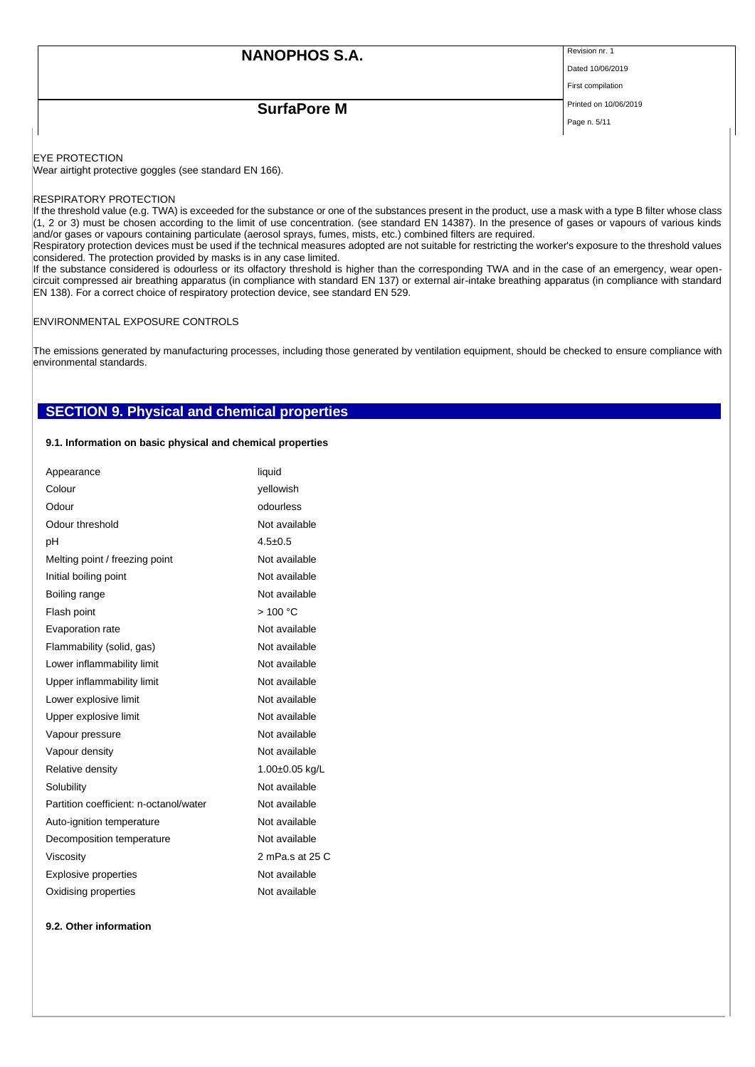EYE PROTECTION

Wear airtight protective goggles (see standard EN 166).

RESPIRATORY PROTECTION

If the threshold value (e.g. TWA) is exceeded for the substance or one of the substances present in the product, use a mask with a type B filter whose class (1, 2 or 3) must be chosen according to the limit of use concentration. (see standard EN 14387). In the presence of gases or vapours of various kinds and/or gases or vapours containing particulate (aerosol sprays, fumes, mists, etc.) combined filters are required.

Respiratory protection devices must be used if the technical measures adopted are not suitable for restricting the worker's exposure to the threshold values considered. The protection provided by masks is in any case limited.

If the substance considered is odourless or its olfactory threshold is higher than the corresponding TWA and in the case of an emergency, wear open-circuit compressed air breathing apparatus (in compliance with standard EN 137) or external air-intake breathing apparatus (in compliance with standard EN 138). For a correct choice of respiratory protection device, see standard EN 529.

ENVIRONMENTAL EXPOSURE CONTROLS

The emissions generated by manufacturing processes, including those generated by ventilation equipment, should be checked to ensure compliance with environmental standards.

## SECTION 9. Physical and chemical properties

### 9.1. Information on basic physical and chemical properties

| | |
|---|---|
| Appearance | liquid |
| Colour | yellowish |
| Odour | odourless |
| Odour threshold | Not available |
| pH | 4.5±0.5 |
| Melting point / freezing point | Not available |
| Initial boiling point | Not available |
| Boiling range | Not available |
| Flash point | > 100 °C |
| Evaporation rate | Not available |
| Flammability (solid, gas) | Not available |
| Lower inflammability limit | Not available |
| Upper inflammability limit | Not available |
| Lower explosive limit | Not available |
| Upper explosive limit | Not available |
| Vapour pressure | Not available |
| Vapour density | Not available |
| Relative density | 1.00±0.05 kg/L |
| Solubility | Not available |
| Partition coefficient: n-octanol/water | Not available |
| Auto-ignition temperature | Not available |
| Decomposition temperature | Not available |
| Viscosity | 2 mPa.s at 25 C |
| Explosive properties | Not available |
| Oxidising properties | Not available |

### 9.2. Other information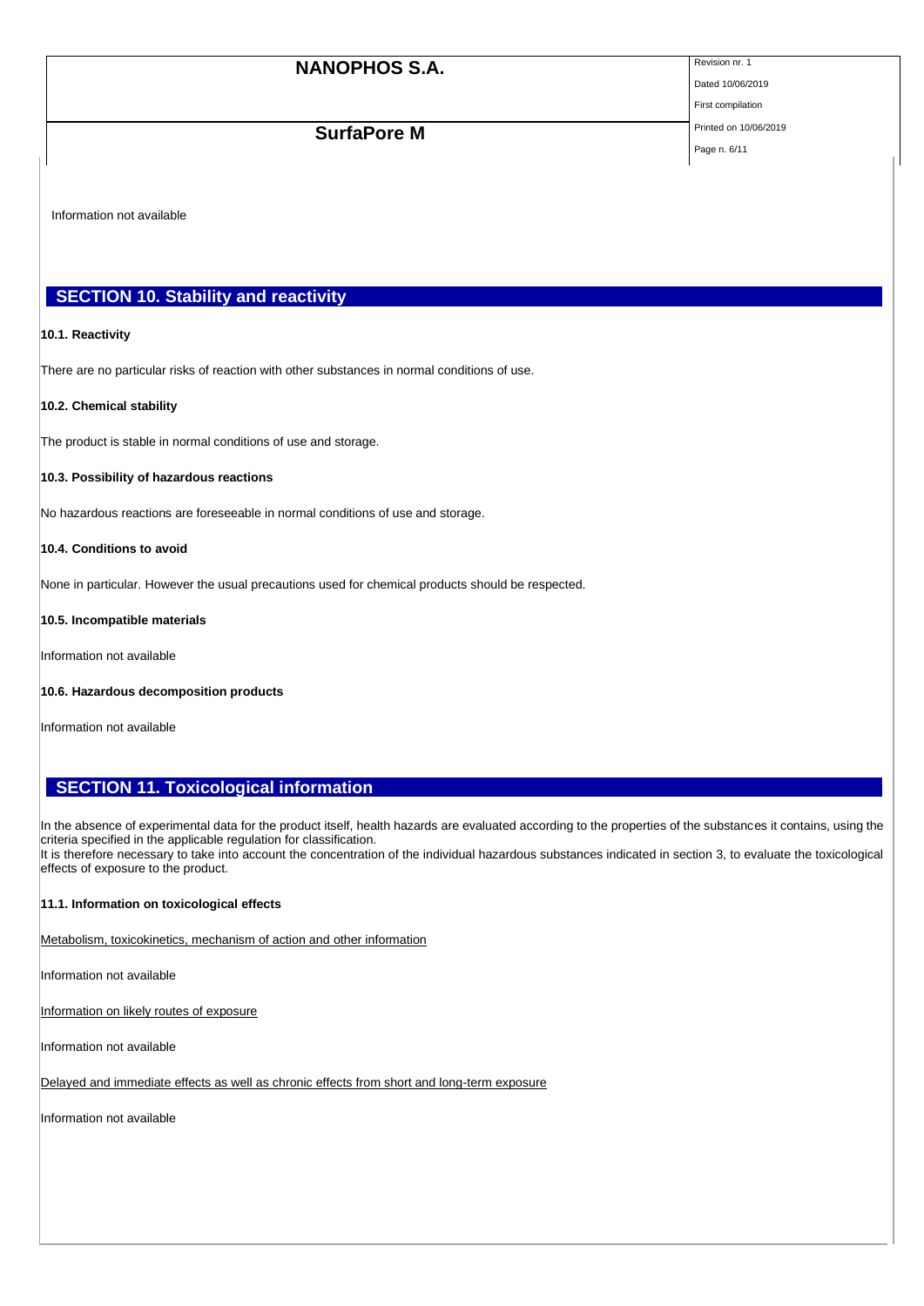Information not available

## SECTION 10. Stability and reactivity

**10.1. Reactivity**

There are no particular risks of reaction with other substances in normal conditions of use.

**10.2. Chemical stability**

The product is stable in normal conditions of use and storage.

**10.3. Possibility of hazardous reactions**

No hazardous reactions are foreseeable in normal conditions of use and storage.

**10.4. Conditions to avoid**

None in particular. However the usual precautions used for chemical products should be respected.

**10.5. Incompatible materials**

Information not available

**10.6. Hazardous decomposition products**

Information not available

## SECTION 11. Toxicological information

In the absence of experimental data for the product itself, health hazards are evaluated according to the properties of the substances it contains, using the criteria specified in the applicable regulation for classification.
It is therefore necessary to take into account the concentration of the individual hazardous substances indicated in section 3, to evaluate the toxicological effects of exposure to the product.

**11.1. Information on toxicological effects**

Metabolism, toxicokinetics, mechanism of action and other information

Information not available

Information on likely routes of exposure

Information not available

Delayed and immediate effects as well as chronic effects from short and long-term exposure

Information not available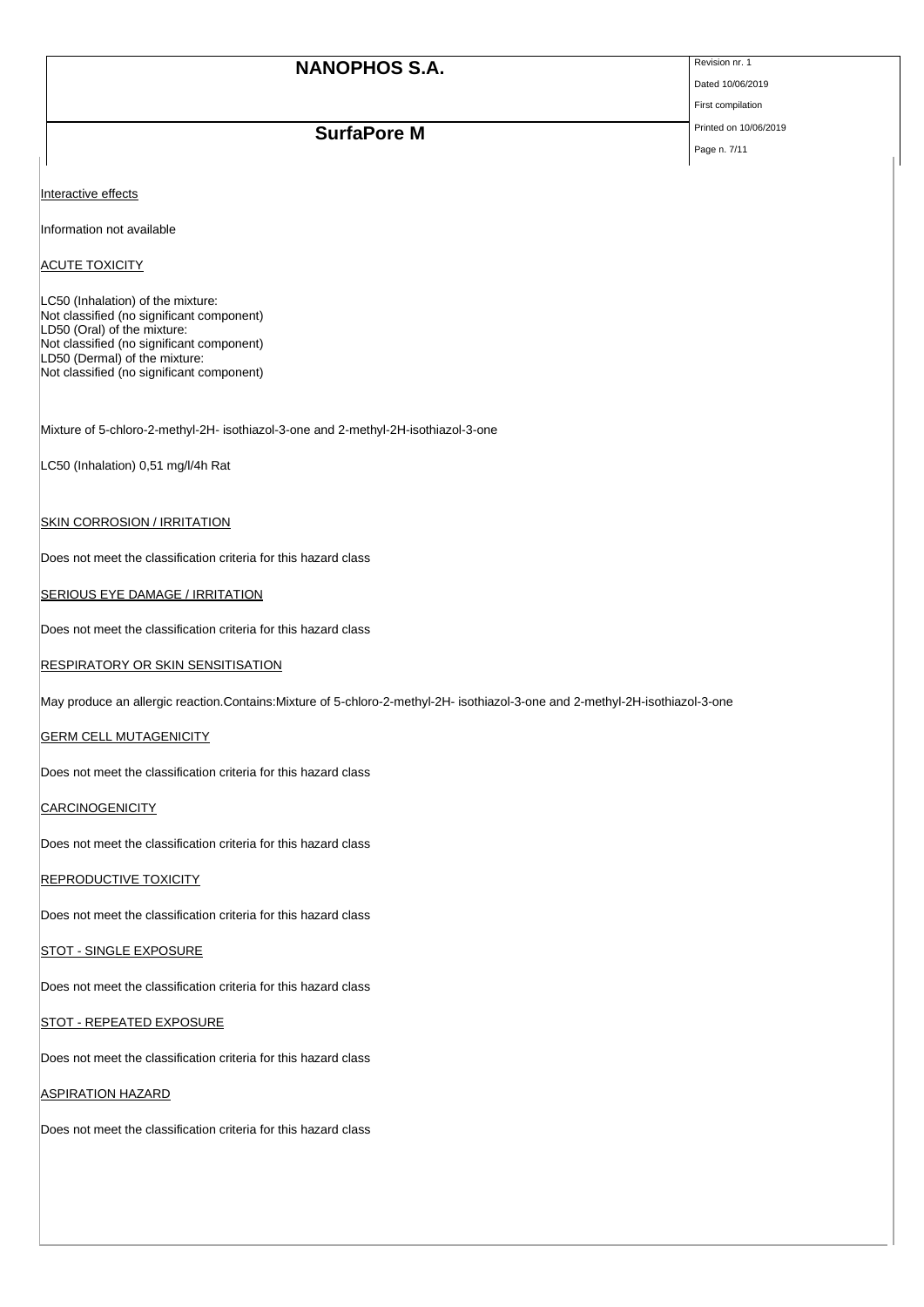Interactive effects

Information not available

ACUTE TOXICITY

LC50 (Inhalation) of the mixture:
Not classified (no significant component)
LD50 (Oral) of the mixture:
Not classified (no significant component)
LD50 (Dermal) of the mixture:
Not classified (no significant component)

Mixture of 5-chloro-2-methyl-2H- isothiazol-3-one and 2-methyl-2H-isothiazol-3-one

LC50 (Inhalation) 0,51 mg/l/4h Rat

SKIN CORROSION / IRRITATION

Does not meet the classification criteria for this hazard class

SERIOUS EYE DAMAGE / IRRITATION

Does not meet the classification criteria for this hazard class

RESPIRATORY OR SKIN SENSITISATION

May produce an allergic reaction.Contains:Mixture of 5-chloro-2-methyl-2H- isothiazol-3-one and 2-methyl-2H-isothiazol-3-one

GERM CELL MUTAGENICITY

Does not meet the classification criteria for this hazard class

CARCINOGENICITY

Does not meet the classification criteria for this hazard class

REPRODUCTIVE TOXICITY

Does not meet the classification criteria for this hazard class

STOT - SINGLE EXPOSURE

Does not meet the classification criteria for this hazard class

STOT - REPEATED EXPOSURE

Does not meet the classification criteria for this hazard class

ASPIRATION HAZARD

Does not meet the classification criteria for this hazard class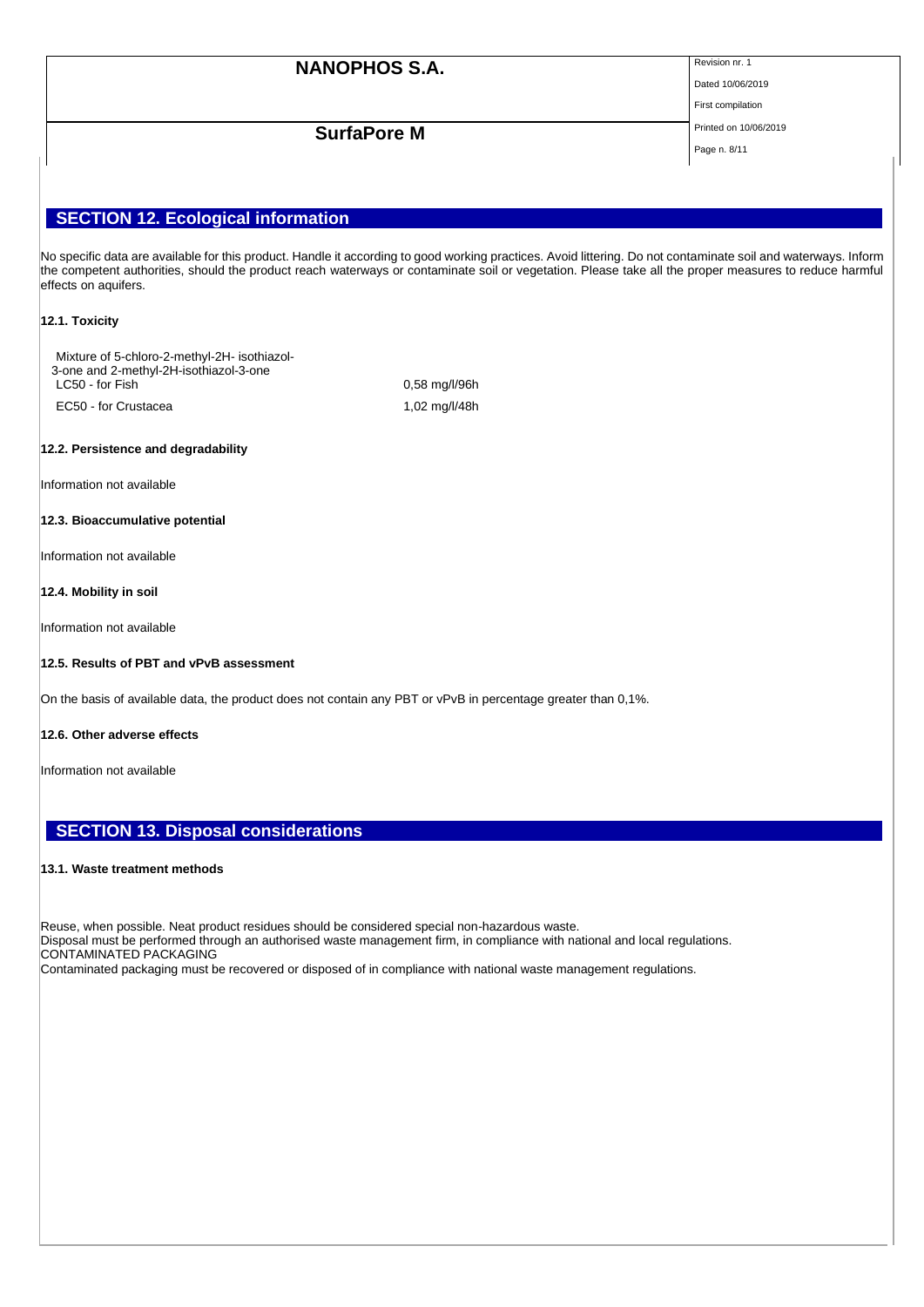## SECTION 12. Ecological information

No specific data are available for this product. Handle it according to good working practices. Avoid littering. Do not contaminate soil and waterways. Inform the competent authorities, should the product reach waterways or contaminate soil or vegetation. Please take all the proper measures to reduce harmful effects on aquifers.

### 12.1. Toxicity

Mixture of 5-chloro-2-methyl-2H- isothiazol-3-one and 2-methyl-2H-isothiazol-3-one

| | |
|---|---|
| LC50 - for Fish | 0,58 mg/l/96h |
| EC50 - for Crustacea | 1,02 mg/l/48h |

### 12.2. Persistence and degradability

Information not available

### 12.3. Bioaccumulative potential

Information not available

### 12.4. Mobility in soil

Information not available

### 12.5. Results of PBT and vPvB assessment

On the basis of available data, the product does not contain any PBT or vPvB in percentage greater than 0,1%.

### 12.6. Other adverse effects

Information not available

## SECTION 13. Disposal considerations

### 13.1. Waste treatment methods

Reuse, when possible. Neat product residues should be considered special non-hazardous waste.
Disposal must be performed through an authorised waste management firm, in compliance with national and local regulations.
CONTAMINATED PACKAGING
Contaminated packaging must be recovered or disposed of in compliance with national waste management regulations.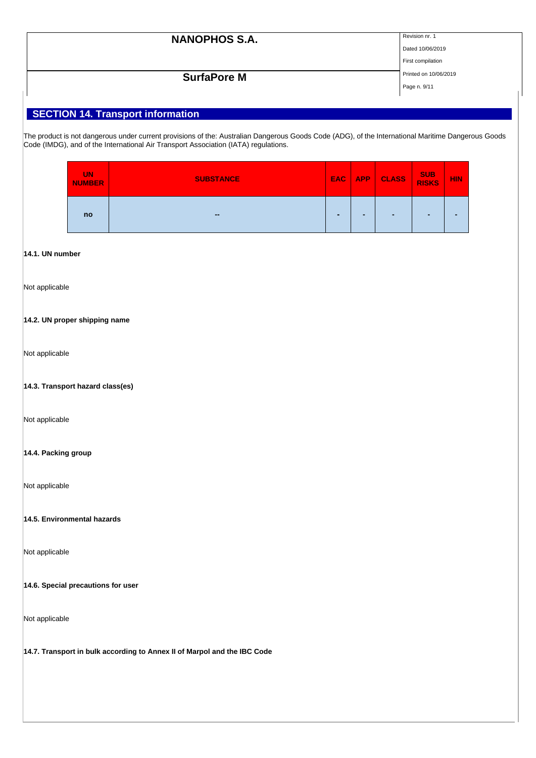## SECTION 14. Transport information

The product is not dangerous under current provisions of the: Australian Dangerous Goods Code (ADG), of the International Maritime Dangerous Goods Code (IMDG), and of the International Air Transport Association (IATA) regulations.

| UN NUMBER | SUBSTANCE | EAC | APP | CLASS | SUB RISKS | HIN |
|---|---|---|---|---|---|---|
| no | -- | - | - | - | - | - |

**14.1. UN number**

Not applicable

**14.2. UN proper shipping name**

Not applicable

**14.3. Transport hazard class(es)**

Not applicable

**14.4. Packing group**

Not applicable

**14.5. Environmental hazards**

Not applicable

**14.6. Special precautions for user**

Not applicable

**14.7. Transport in bulk according to Annex II of Marpol and the IBC Code**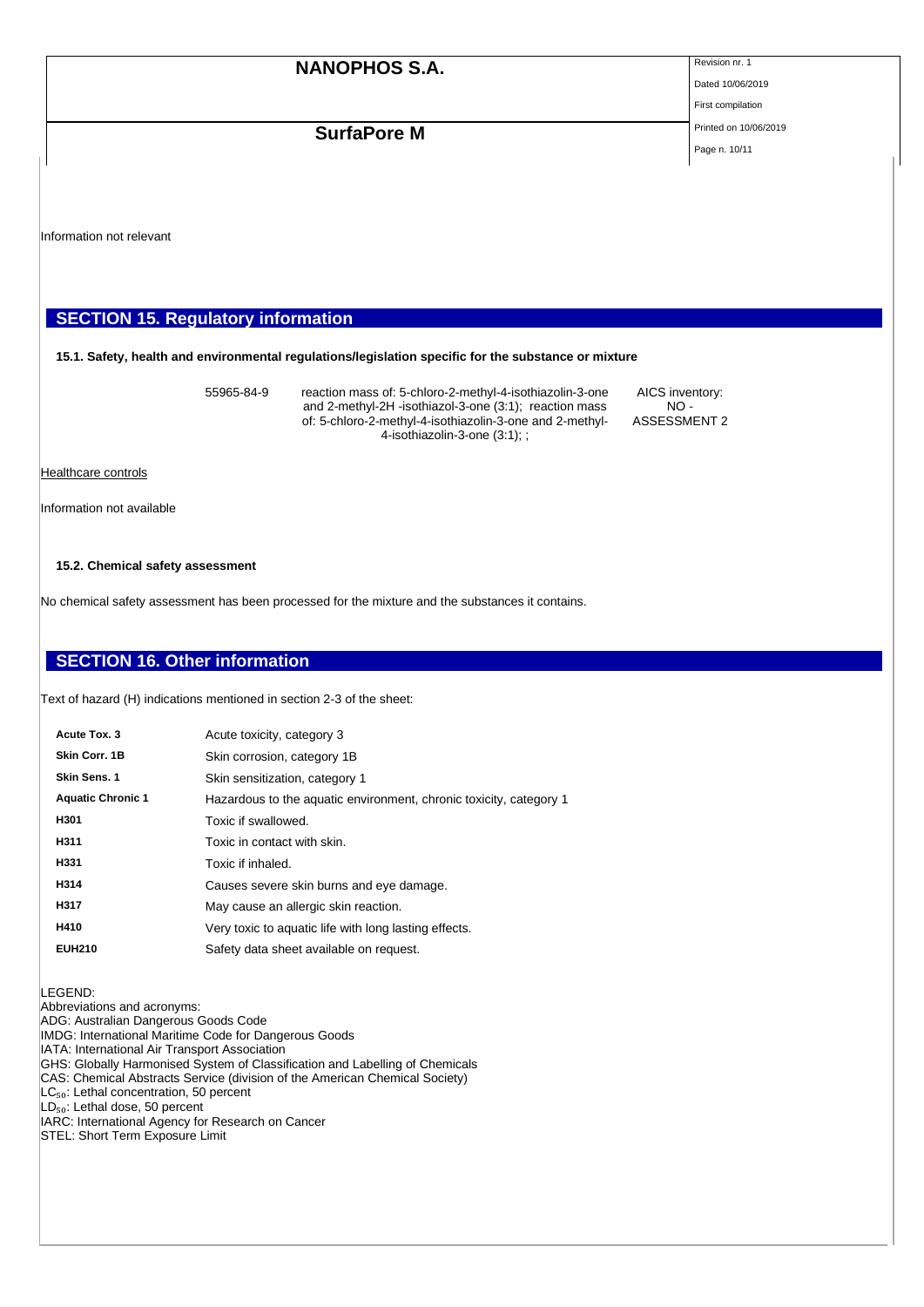Information not relevant

## SECTION 15. Regulatory information

### 15.1. Safety, health and environmental regulations/legislation specific for the substance or mixture

| | | |
|---|---|---|
| 55965-84-9 | reaction mass of: 5-chloro-2-methyl-4-isothiazolin-3-one and 2-methyl-2H -isothiazol-3-one (3:1); reaction mass of: 5-chloro-2-methyl-4-isothiazolin-3-one and 2-methyl-4-isothiazolin-3-one (3:1); ; | AICS inventory: NO - ASSESSMENT 2 |

Healthcare controls

Information not available

### 15.2. Chemical safety assessment

No chemical safety assessment has been processed for the mixture and the substances it contains.

## SECTION 16. Other information

Text of hazard (H) indications mentioned in section 2-3 of the sheet:

| | |
|---|---|
| **Acute Tox. 3** | Acute toxicity, category 3 |
| **Skin Corr. 1B** | Skin corrosion, category 1B |
| **Skin Sens. 1** | Skin sensitization, category 1 |
| **Aquatic Chronic 1** | Hazardous to the aquatic environment, chronic toxicity, category 1 |
| **H301** | Toxic if swallowed. |
| **H311** | Toxic in contact with skin. |
| **H331** | Toxic if inhaled. |
| **H314** | Causes severe skin burns and eye damage. |
| **H317** | May cause an allergic skin reaction. |
| **H410** | Very toxic to aquatic life with long lasting effects. |
| **EUH210** | Safety data sheet available on request. |

LEGEND:
Abbreviations and acronyms:
ADG: Australian Dangerous Goods Code
IMDG: International Maritime Code for Dangerous Goods
IATA: International Air Transport Association
GHS: Globally Harmonised System of Classification and Labelling of Chemicals
CAS: Chemical Abstracts Service (division of the American Chemical Society)
$LC_{50}$: Lethal concentration, 50 percent
$LD_{50}$: Lethal dose, 50 percent
IARC: International Agency for Research on Cancer
STEL: Short Term Exposure Limit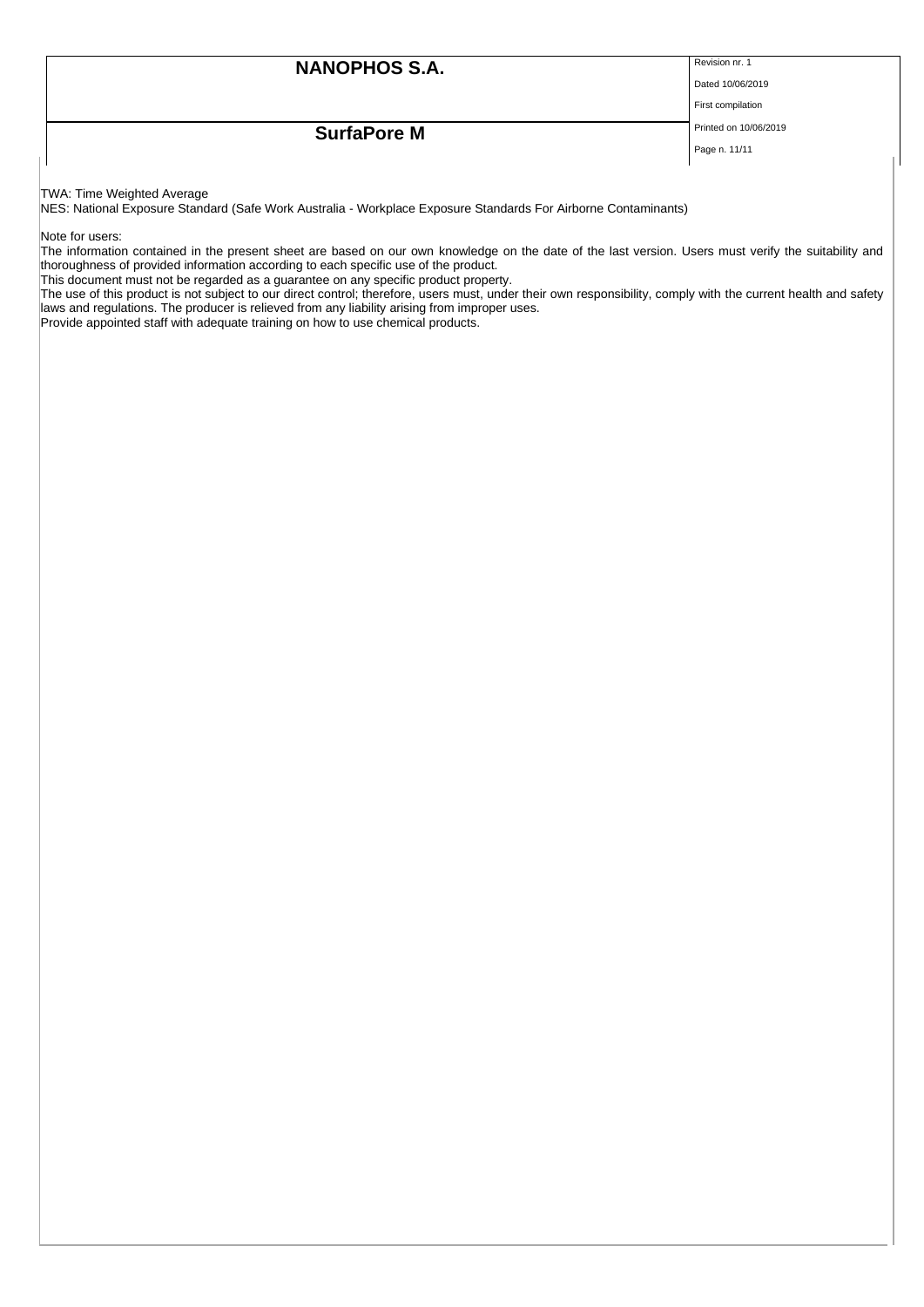TWA: Time Weighted Average
NES: National Exposure Standard (Safe Work Australia - Workplace Exposure Standards For Airborne Contaminants)

Note for users:
The information contained in the present sheet are based on our own knowledge on the date of the last version. Users must verify the suitability and thoroughness of provided information according to each specific use of the product.
This document must not be regarded as a guarantee on any specific product property.
The use of this product is not subject to our direct control; therefore, users must, under their own responsibility, comply with the current health and safety laws and regulations. The producer is relieved from any liability arising from improper uses.
Provide appointed staff with adequate training on how to use chemical products.